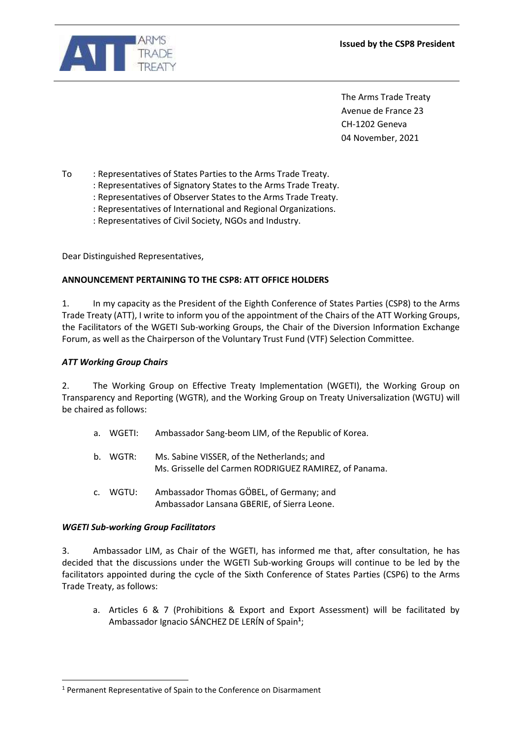**Issued by the CSP8 President**

The Arms Trade Treaty
Avenue de France 23
CH-1202 Geneva
04 November, 2021

To : Representatives of States Parties to the Arms Trade Treaty.
: Representatives of Signatory States to the Arms Trade Treaty.
: Representatives of Observer States to the Arms Trade Treaty.
: Representatives of International and Regional Organizations.
: Representatives of Civil Society, NGOs and Industry.

Dear Distinguished Representatives,

**ANNOUNCEMENT PERTAINING TO THE CSP8: ATT OFFICE HOLDERS**

1. In my capacity as the President of the Eighth Conference of States Parties (CSP8) to the Arms Trade Treaty (ATT), I write to inform you of the appointment of the Chairs of the ATT Working Groups, the Facilitators of the WGETI Sub-working Groups, the Chair of the Diversion Information Exchange Forum, as well as the Chairperson of the Voluntary Trust Fund (VTF) Selection Committee.

***ATT Working Group Chairs***

2. The Working Group on Effective Treaty Implementation (WGETI), the Working Group on Transparency and Reporting (WGTR), and the Working Group on Treaty Universalization (WGTU) will be chaired as follows:

a. WGETI: Ambassador Sang-beom LIM, of the Republic of Korea.

b. WGTR: Ms. Sabine VISSER, of the Netherlands; and
Ms. Grisselle del Carmen RODRIGUEZ RAMIREZ, of Panama.

c. WGTU: Ambassador Thomas GÖBEL, of Germany; and
Ambassador Lansana GBERIE, of Sierra Leone.

***WGETI Sub-working Group Facilitators***

3. Ambassador LIM, as Chair of the WGETI, has informed me that, after consultation, he has decided that the discussions under the WGETI Sub-working Groups will continue to be led by the facilitators appointed during the cycle of the Sixth Conference of States Parties (CSP6) to the Arms Trade Treaty, as follows:

a. Articles 6 & 7 (Prohibitions & Export and Export Assessment) will be facilitated by Ambassador Ignacio SÁNCHEZ DE LERÍN of Spain[1];

[1] Permanent Representative of Spain to the Conference on Disarmament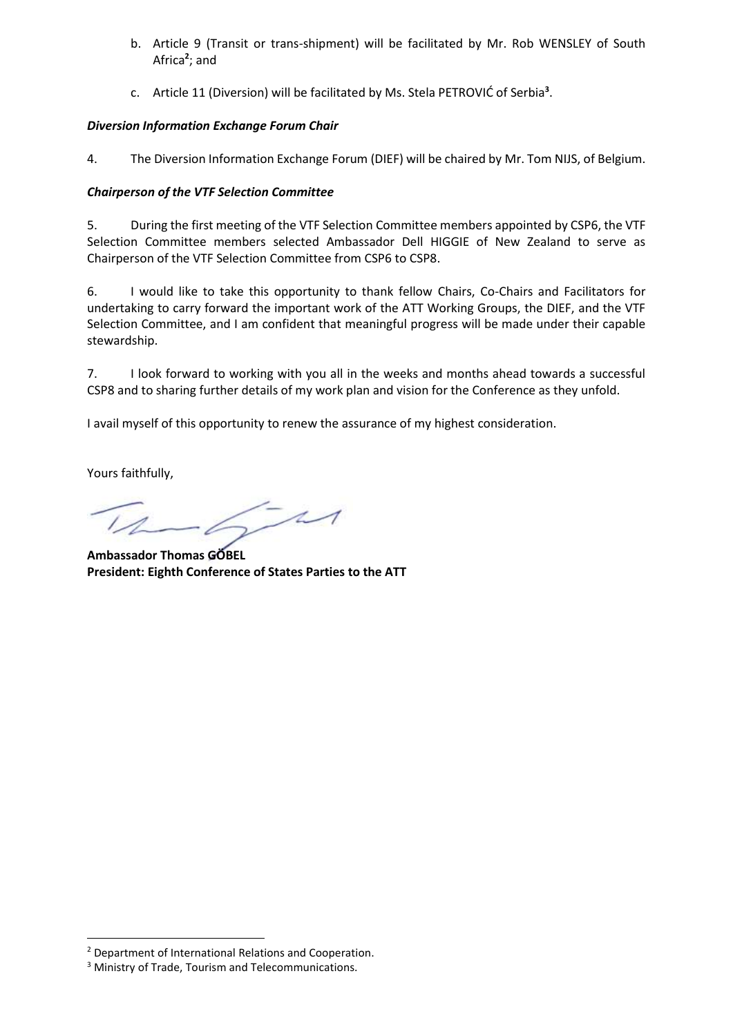b. Article 9 (Transit or trans-shipment) will be facilitated by Mr. Rob WENSLEY of South Africa[2]; and

c. Article 11 (Diversion) will be facilitated by Ms. Stela PETROVIĆ of Serbia[3].

***Diversion Information Exchange Forum Chair***

4. The Diversion Information Exchange Forum (DIEF) will be chaired by Mr. Tom NIJS, of Belgium.

***Chairperson of the VTF Selection Committee***

5. During the first meeting of the VTF Selection Committee members appointed by CSP6, the VTF Selection Committee members selected Ambassador Dell HIGGIE of New Zealand to serve as Chairperson of the VTF Selection Committee from CSP6 to CSP8.

6. I would like to take this opportunity to thank fellow Chairs, Co-Chairs and Facilitators for undertaking to carry forward the important work of the ATT Working Groups, the DIEF, and the VTF Selection Committee, and I am confident that meaningful progress will be made under their capable stewardship.

7. I look forward to working with you all in the weeks and months ahead towards a successful CSP8 and to sharing further details of my work plan and vision for the Conference as they unfold.

I avail myself of this opportunity to renew the assurance of my highest consideration.

Yours faithfully,

**Ambassador Thomas GÖBEL**
**President: Eighth Conference of States Parties to the ATT**

---

[2] Department of International Relations and Cooperation.

[3] Ministry of Trade, Tourism and Telecommunications.